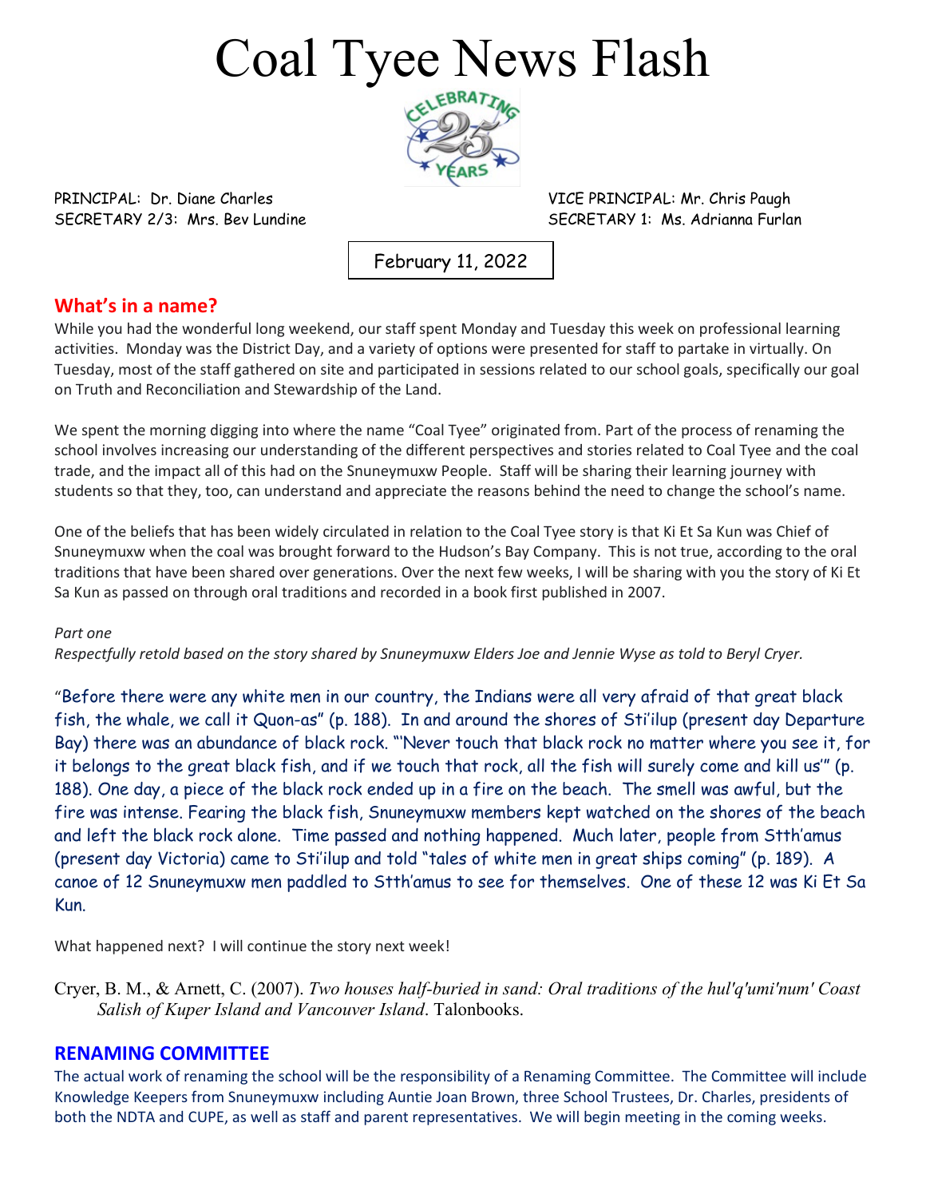# Coal Tyee News Flash

PRINCIPAL: Dr. Diane Charles
SECRETARY 2/3: Mrs. Bev Lundine

VICE PRINCIPAL: Mr. Chris Paugh
SECRETARY 1: Ms. Adrianna Furlan

February 11, 2022

## What's in a name?

While you had the wonderful long weekend, our staff spent Monday and Tuesday this week on professional learning activities. Monday was the District Day, and a variety of options were presented for staff to partake in virtually. On Tuesday, most of the staff gathered on site and participated in sessions related to our school goals, specifically our goal on Truth and Reconciliation and Stewardship of the Land.

We spent the morning digging into where the name "Coal Tyee" originated from. Part of the process of renaming the school involves increasing our understanding of the different perspectives and stories related to Coal Tyee and the coal trade, and the impact all of this had on the Snuneymuxw People. Staff will be sharing their learning journey with students so that they, too, can understand and appreciate the reasons behind the need to change the school's name.

One of the beliefs that has been widely circulated in relation to the Coal Tyee story is that Ki Et Sa Kun was Chief of Snuneymuxw when the coal was brought forward to the Hudson's Bay Company. This is not true, according to the oral traditions that have been shared over generations. Over the next few weeks, I will be sharing with you the story of Ki Et Sa Kun as passed on through oral traditions and recorded in a book first published in 2007.

*Part one*

*Respectfully retold based on the story shared by Snuneymuxw Elders Joe and Jennie Wyse as told to Beryl Cryer.*

"Before there were any white men in our country, the Indians were all very afraid of that great black fish, the whale, we call it Quon-as" (p. 188). In and around the shores of Sti'ilup (present day Departure Bay) there was an abundance of black rock. "'Never touch that black rock no matter where you see it, for it belongs to the great black fish, and if we touch that rock, all the fish will surely come and kill us'" (p. 188). One day, a piece of the black rock ended up in a fire on the beach. The smell was awful, but the fire was intense. Fearing the black fish, Snuneymuxw members kept watched on the shores of the beach and left the black rock alone. Time passed and nothing happened. Much later, people from Stth'amus (present day Victoria) came to Sti'ilup and told "tales of white men in great ships coming" (p. 189). A canoe of 12 Snuneymuxw men paddled to Stth'amus to see for themselves. One of these 12 was Ki Et Sa Kun.

What happened next? I will continue the story next week!

Cryer, B. M., & Arnett, C. (2007). *Two houses half-buried in sand: Oral traditions of the hul'q'umi'num' Coast Salish of Kuper Island and Vancouver Island*. Talonbooks.

## RENAMING COMMITTEE

The actual work of renaming the school will be the responsibility of a Renaming Committee. The Committee will include Knowledge Keepers from Snuneymuxw including Auntie Joan Brown, three School Trustees, Dr. Charles, presidents of both the NDTA and CUPE, as well as staff and parent representatives. We will begin meeting in the coming weeks.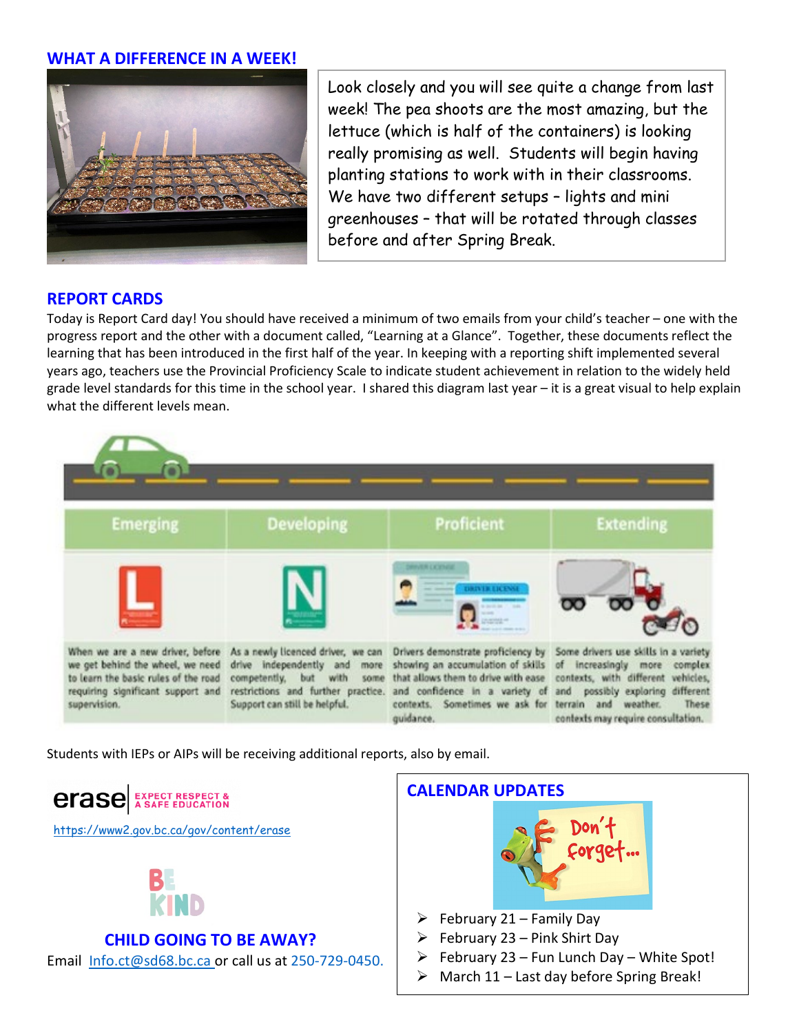## WHAT A DIFFERENCE IN A WEEK!

Look closely and you will see quite a change from last week! The pea shoots are the most amazing, but the lettuce (which is half of the containers) is looking really promising as well. Students will begin having planting stations to work with in their classrooms. We have two different setups – lights and mini greenhouses – that will be rotated through classes before and after Spring Break.

## REPORT CARDS

Today is Report Card day! You should have received a minimum of two emails from your child's teacher – one with the progress report and the other with a document called, "Learning at a Glance". Together, these documents reflect the learning that has been introduced in the first half of the year. In keeping with a reporting shift implemented several years ago, teachers use the Provincial Proficiency Scale to indicate student achievement in relation to the widely held grade level standards for this time in the school year. I shared this diagram last year – it is a great visual to help explain what the different levels mean.

| Emerging | Developing | Proficient | Extending |
|---|---|---|---|
| When we are a new driver, before we get behind the wheel, we need to learn the basic rules of the road requiring significant support and supervision. | As a newly licenced driver, we can drive independently and more competently, but with some restrictions and further practice. Support can still be helpful. | Drivers demonstrate proficiency by showing an accumulation of skills that allows them to drive with ease and confidence in a variety of contexts. Sometimes we ask for guidance. | Some drivers use skills in a variety of increasingly more complex contexts, with different vehicles, and possibly exploring different terrain and weather. These contexts may require consultation. |

Students with IEPs or AIPs will be receiving additional reports, also by email.

**erase** EXPECT RESPECT & A SAFE EDUCATION

https://www2.gov.bc.ca/gov/content/erase

BE KIND

## CHILD GOING TO BE AWAY?

Email Info.ct@sd68.bc.ca or call us at 250-729-0450.

## CALENDAR UPDATES

Don't forget...

- February 21 – Family Day
- February 23 – Pink Shirt Day
- February 23 – Fun Lunch Day – White Spot!
- March 11 – Last day before Spring Break!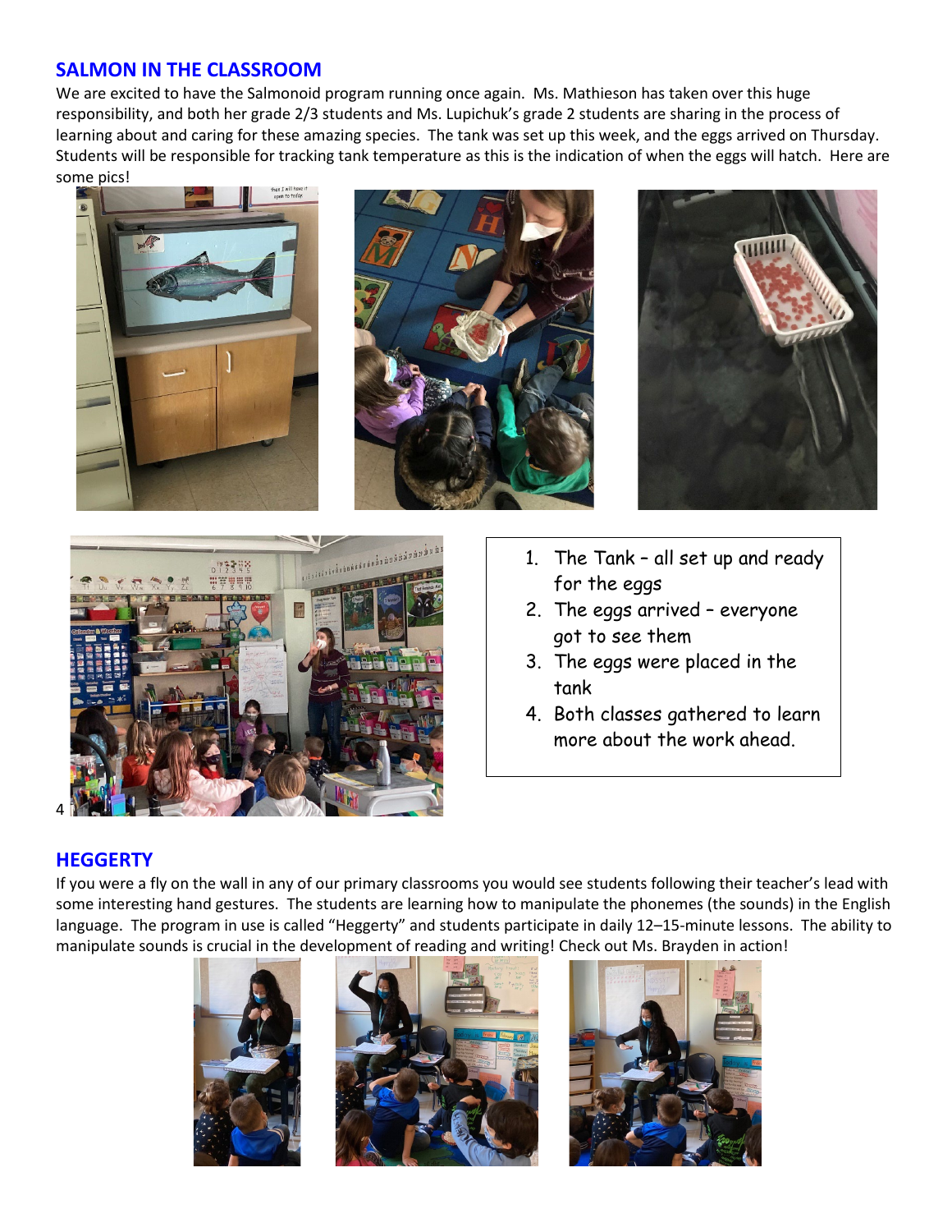## SALMON IN THE CLASSROOM

We are excited to have the Salmonoid program running once again. Ms. Mathieson has taken over this huge responsibility, and both her grade 2/3 students and Ms. Lupichuk's grade 2 students are sharing in the process of learning about and caring for these amazing species. The tank was set up this week, and the eggs arrived on Thursday. Students will be responsible for tracking tank temperature as this is the indication of when the eggs will hatch. Here are some pics!

1. The Tank – all set up and ready for the eggs
2. The eggs arrived – everyone got to see them
3. The eggs were placed in the tank
4. Both classes gathered to learn more about the work ahead.

## HEGGERTY

If you were a fly on the wall in any of our primary classrooms you would see students following their teacher's lead with some interesting hand gestures. The students are learning how to manipulate the phonemes (the sounds) in the English language. The program in use is called "Heggerty" and students participate in daily 12–15-minute lessons. The ability to manipulate sounds is crucial in the development of reading and writing! Check out Ms. Brayden in action!